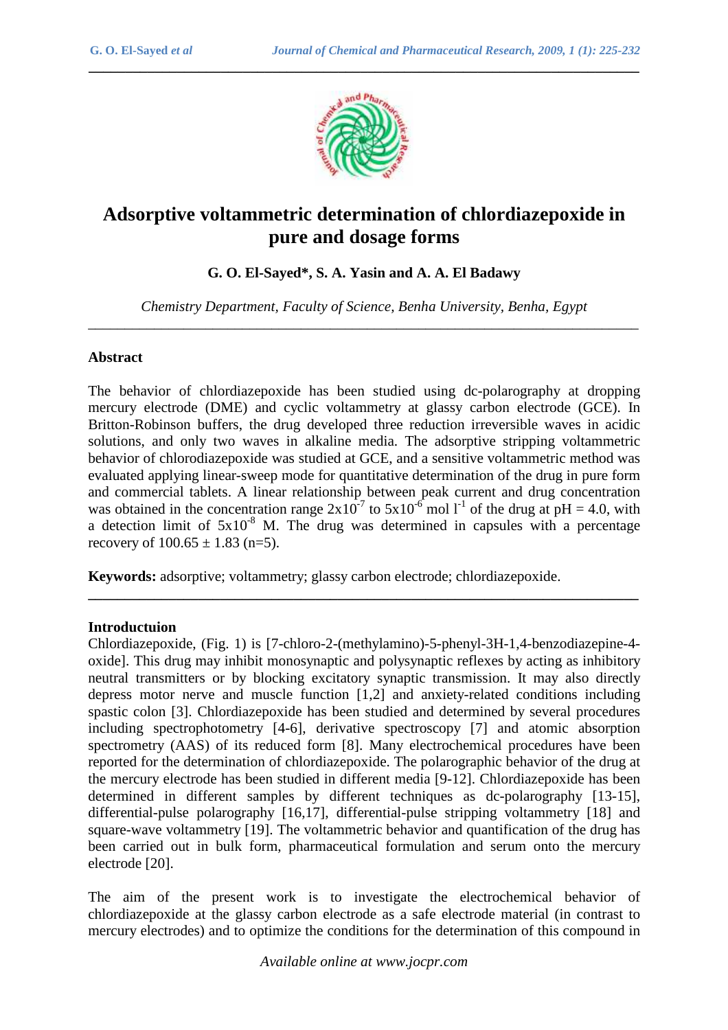# Adsorptive voltammetric determination of chlordiazepoxide in pure and dosage forms

**G. O. El-Sayed\*, S. A. Yasin and A. A. El Badawy**

*Chemistry Department, Faculty of Science, Benha University, Benha, Egypt*

---

## Abstract

The behavior of chlordiazepoxide has been studied using dc-polarography at dropping mercury electrode (DME) and cyclic voltammetry at glassy carbon electrode (GCE). In Britton-Robinson buffers, the drug developed three reduction irreversible waves in acidic solutions, and only two waves in alkaline media. The adsorptive stripping voltammetric behavior of chlorodiazepoxide was studied at GCE, and a sensitive voltammetric method was evaluated applying linear-sweep mode for quantitative determination of the drug in pure form and commercial tablets. A linear relationship between peak current and drug concentration was obtained in the concentration range $2x10^{-7}$ to $5x10^{-6}$ mol $l^{-1}$ of the drug at pH = 4.0, with a detection limit of $5x10^{-8}$ M. The drug was determined in capsules with a percentage recovery of 100.65 ± 1.83 (n=5).

**Keywords:** adsorptive; voltammetry; glassy carbon electrode; chlordiazepoxide.

---

## Introductuion

Chlordiazepoxide, (Fig. 1) is [7-chloro-2-(methylamino)-5-phenyl-3H-1,4-benzodiazepine-4-oxide]. This drug may inhibit monosynaptic and polysynaptic reflexes by acting as inhibitory neutral transmitters or by blocking excitatory synaptic transmission. It may also directly depress motor nerve and muscle function [1,2] and anxiety-related conditions including spastic colon [3]. Chlordiazepoxide has been studied and determined by several procedures including spectrophotometry [4-6], derivative spectroscopy [7] and atomic absorption spectrometry (AAS) of its reduced form [8]. Many electrochemical procedures have been reported for the determination of chlordiazepoxide. The polarographic behavior of the drug at the mercury electrode has been studied in different media [9-12]. Chlordiazepoxide has been determined in different samples by different techniques as dc-polarography [13-15], differential-pulse polarography [16,17], differential-pulse stripping voltammetry [18] and square-wave voltammetry [19]. The voltammetric behavior and quantification of the drug has been carried out in bulk form, pharmaceutical formulation and serum onto the mercury electrode [20].

The aim of the present work is to investigate the electrochemical behavior of chlordiazepoxide at the glassy carbon electrode as a safe electrode material (in contrast to mercury electrodes) and to optimize the conditions for the determination of this compound in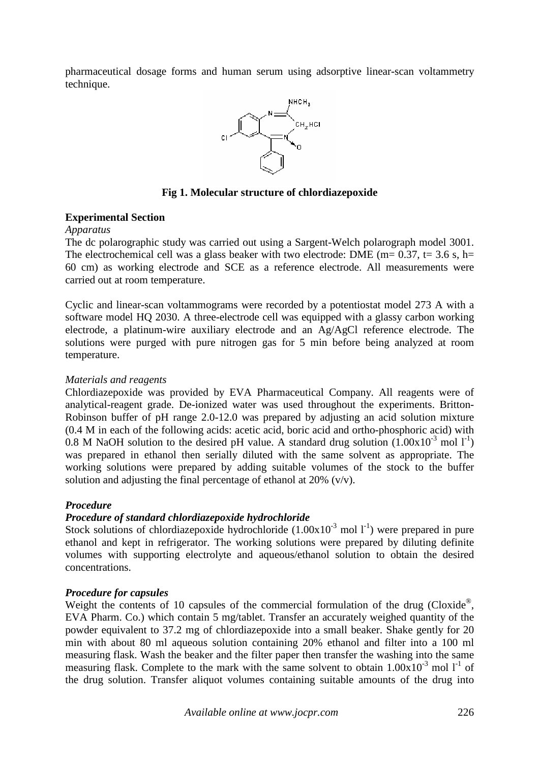pharmaceutical dosage forms and human serum using adsorptive linear-scan voltammetry technique.

**Fig 1. Molecular structure of chlordiazepoxide**

## Experimental Section

*Apparatus*

The dc polarographic study was carried out using a Sargent-Welch polarograph model 3001. The electrochemical cell was a glass beaker with two electrode: DME (m= 0.37, t= 3.6 s, h= 60 cm) as working electrode and SCE as a reference electrode. All measurements were carried out at room temperature.

Cyclic and linear-scan voltammograms were recorded by a potentiostat model 273 A with a software model HQ 2030. A three-electrode cell was equipped with a glassy carbon working electrode, a platinum-wire auxiliary electrode and an Ag/AgCl reference electrode. The solutions were purged with pure nitrogen gas for 5 min before being analyzed at room temperature.

*Materials and reagents*

Chlordiazepoxide was provided by EVA Pharmaceutical Company. All reagents were of analytical-reagent grade. De-ionized water was used throughout the experiments. Britton-Robinson buffer of pH range 2.0-12.0 was prepared by adjusting an acid solution mixture (0.4 M in each of the following acids: acetic acid, boric acid and ortho-phosphoric acid) with 0.8 M NaOH solution to the desired pH value. A standard drug solution ($1.00 \times 10^{-3}$ mol $l^{-1}$) was prepared in ethanol then serially diluted with the same solvent as appropriate. The working solutions were prepared by adding suitable volumes of the stock to the buffer solution and adjusting the final percentage of ethanol at 20% (v/v).

***Procedure***

***Procedure of standard chlordiazepoxide hydrochloride***

Stock solutions of chlordiazepoxide hydrochloride ($1.00 \times 10^{-3}$ mol $l^{-1}$) were prepared in pure ethanol and kept in refrigerator. The working solutions were prepared by diluting definite volumes with supporting electrolyte and aqueous/ethanol solution to obtain the desired concentrations.

***Procedure for capsules***

Weight the contents of 10 capsules of the commercial formulation of the drug (Cloxide®, EVA Pharm. Co.) which contain 5 mg/tablet. Transfer an accurately weighed quantity of the powder equivalent to 37.2 mg of chlordiazepoxide into a small beaker. Shake gently for 20 min with about 80 ml aqueous solution containing 20% ethanol and filter into a 100 ml measuring flask. Wash the beaker and the filter paper then transfer the washing into the same measuring flask. Complete to the mark with the same solvent to obtain $1.00 \times 10^{-3}$ mol $l^{-1}$ of the drug solution. Transfer aliquot volumes containing suitable amounts of the drug into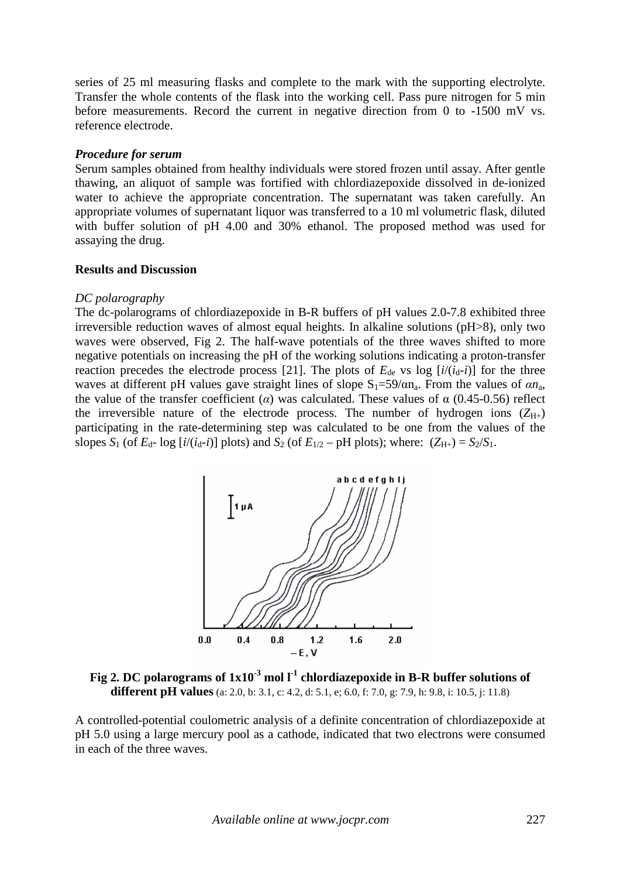series of 25 ml measuring flasks and complete to the mark with the supporting electrolyte. Transfer the whole contents of the flask into the working cell. Pass pure nitrogen for 5 min before measurements. Record the current in negative direction from 0 to -1500 mV vs. reference electrode.

***Procedure for serum***

Serum samples obtained from healthy individuals were stored frozen until assay. After gentle thawing, an aliquot of sample was fortified with chlordiazepoxide dissolved in de-ionized water to achieve the appropriate concentration. The supernatant was taken carefully. An appropriate volumes of supernatant liquor was transferred to a 10 ml volumetric flask, diluted with buffer solution of pH 4.00 and 30% ethanol. The proposed method was used for assaying the drug.

**Results and Discussion**

*DC polarography*

The dc-polarograms of chlordiazepoxide in B-R buffers of pH values 2.0-7.8 exhibited three irreversible reduction waves of almost equal heights. In alkaline solutions (pH>8), only two waves were observed, Fig 2. The half-wave potentials of the three waves shifted to more negative potentials on increasing the pH of the working solutions indicating a proton-transfer reaction precedes the electrode process [21]. The plots of $E_{de}$ vs log $[i/(i_d-i)]$ for the three waves at different pH values gave straight lines of slope $S_1=59/\alpha n_a$. From the values of $\alpha n_a$, the value of the transfer coefficient ($\alpha$) was calculated. These values of $\alpha$ (0.45-0.56) reflect the irreversible nature of the electrode process. The number of hydrogen ions ($Z_{H+}$) participating in the rate-determining step was calculated to be one from the values of the slopes $S_1$ (of $E_d$- log $[i/(i_d-i)]$ plots) and $S_2$ (of $E_{1/2}$ – pH plots); where: $(Z_{H+}) = S_2/S_1$.

**Fig 2. DC polarograms of 1x10$^{-3}$ mol l$^{-1}$ chlordiazepoxide in B-R buffer solutions of different pH values** (a: 2.0, b: 3.1, c: 4.2, d: 5.1, e; 6.0, f: 7.0, g: 7.9, h: 9.8, i: 10.5, j: 11.8)

A controlled-potential coulometric analysis of a definite concentration of chlordiazepoxide at pH 5.0 using a large mercury pool as a cathode, indicated that two electrons were consumed in each of the three waves.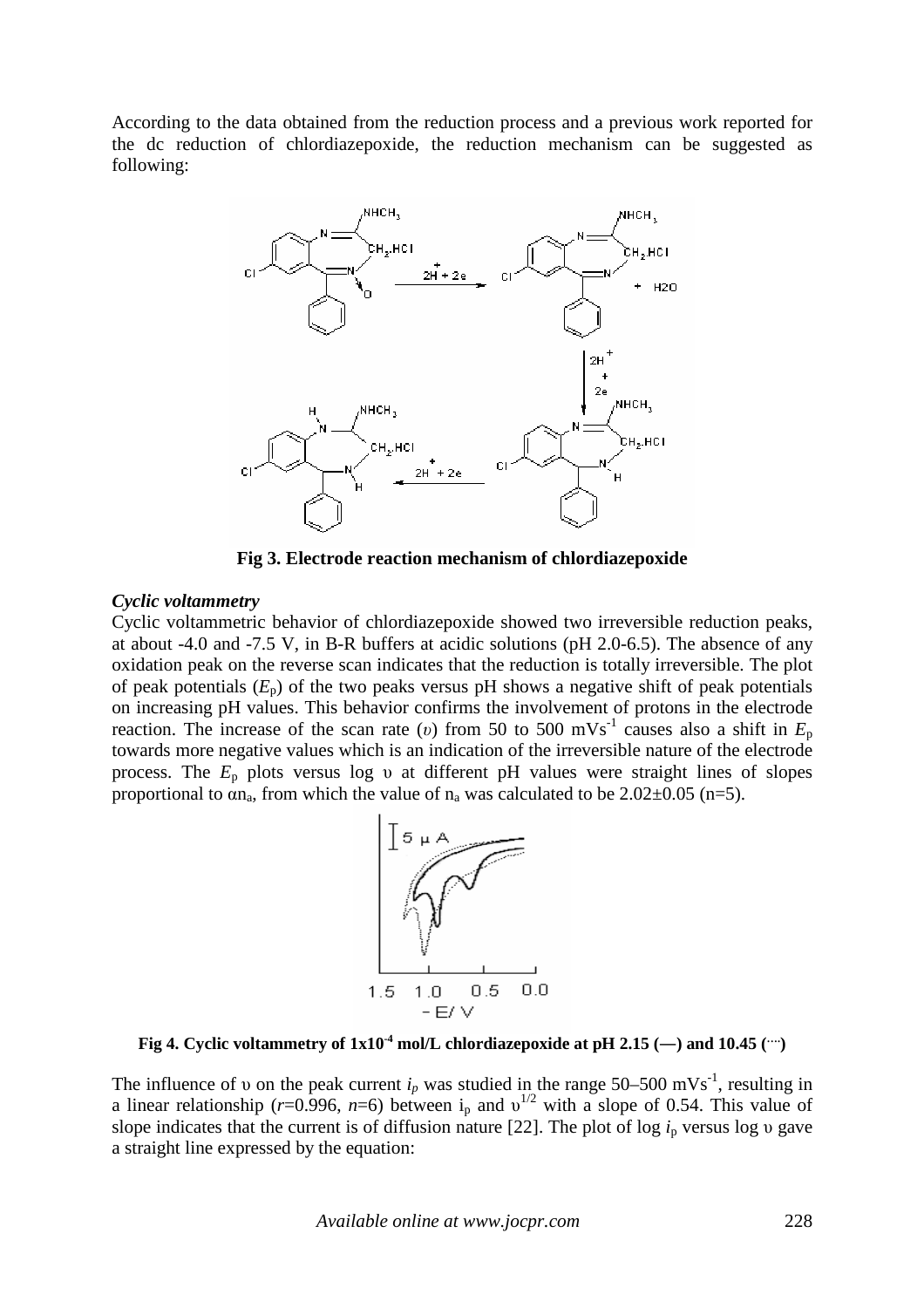According to the data obtained from the reduction process and a previous work reported for the dc reduction of chlordiazepoxide, the reduction mechanism can be suggested as following:

**Fig 3. Electrode reaction mechanism of chlordiazepoxide**

### *Cyclic voltammetry*

Cyclic voltammetric behavior of chlordiazepoxide showed two irreversible reduction peaks, at about -4.0 and -7.5 V, in B-R buffers at acidic solutions (pH 2.0-6.5). The absence of any oxidation peak on the reverse scan indicates that the reduction is totally irreversible. The plot of peak potentials ($E_p$) of the two peaks versus pH shows a negative shift of peak potentials on increasing pH values. This behavior confirms the involvement of protons in the electrode reaction. The increase of the scan rate ($\upsilon$) from 50 to 500 $mVs^{-1}$ causes also a shift in $E_p$ towards more negative values which is an indication of the irreversible nature of the electrode process. The $E_p$ plots versus log $\upsilon$ at different pH values were straight lines of slopes proportional to $\alpha n_a$, from which the value of $n_a$ was calculated to be 2.02±0.05 (n=5).

**Fig 4. Cyclic voltammetry of $1x10^{-4}$ mol/L chlordiazepoxide at pH 2.15 (—) and 10.45 (····)**

The influence of $\upsilon$ on the peak current $i_p$ was studied in the range 50–500 $mVs^{-1}$, resulting in a linear relationship ($r$=0.996, $n$=6) between $i_p$ and $\upsilon^{1/2}$ with a slope of 0.54. This value of slope indicates that the current is of diffusion nature [22]. The plot of log $i_p$ versus log $\upsilon$ gave a straight line expressed by the equation: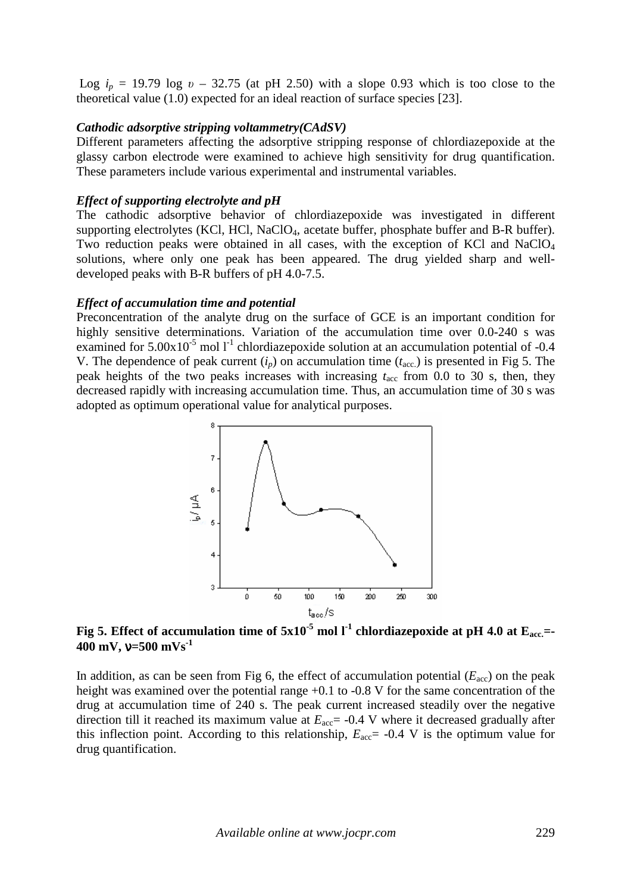Log $i_p$ = 19.79 log $\upsilon$ – 32.75 (at pH 2.50) with a slope 0.93 which is too close to the theoretical value (1.0) expected for an ideal reaction of surface species [23].

***Cathodic adsorptive stripping voltammetry(CAdSV)***

Different parameters affecting the adsorptive stripping response of chlordiazepoxide at the glassy carbon electrode were examined to achieve high sensitivity for drug quantification. These parameters include various experimental and instrumental variables.

***Effect of supporting electrolyte and pH***

The cathodic adsorptive behavior of chlordiazepoxide was investigated in different supporting electrolytes (KCl, HCl, $NaClO_4$, acetate buffer, phosphate buffer and B-R buffer). Two reduction peaks were obtained in all cases, with the exception of KCl and $NaClO_4$ solutions, where only one peak has been appeared. The drug yielded sharp and well-developed peaks with B-R buffers of pH 4.0-7.5.

***Effect of accumulation time and potential***

Preconcentration of the analyte drug on the surface of GCE is an important condition for highly sensitive determinations. Variation of the accumulation time over 0.0-240 s was examined for $5.00\times10^{-5}$ mol $l^{-1}$ chlordiazepoxide solution at an accumulation potential of -0.4 V. The dependence of peak current ($i_p$) on accumulation time ($t_{acc.}$) is presented in Fig 5. The peak heights of the two peaks increases with increasing $t_{acc}$ from 0.0 to 30 s, then, they decreased rapidly with increasing accumulation time. Thus, an accumulation time of 30 s was adopted as optimum operational value for analytical purposes.

**Fig 5. Effect of accumulation time of $5\times10^{-5}$ mol $l^{-1}$ chlordiazepoxide at pH 4.0 at $E_{acc.}$=-400 mV, $\nu$=500 mVs$^{-1}$**

In addition, as can be seen from Fig 6, the effect of accumulation potential ($E_{acc}$) on the peak height was examined over the potential range +0.1 to -0.8 V for the same concentration of the drug at accumulation time of 240 s. The peak current increased steadily over the negative direction till it reached its maximum value at $E_{acc}$= -0.4 V where it decreased gradually after this inflection point. According to this relationship, $E_{acc}$= -0.4 V is the optimum value for drug quantification.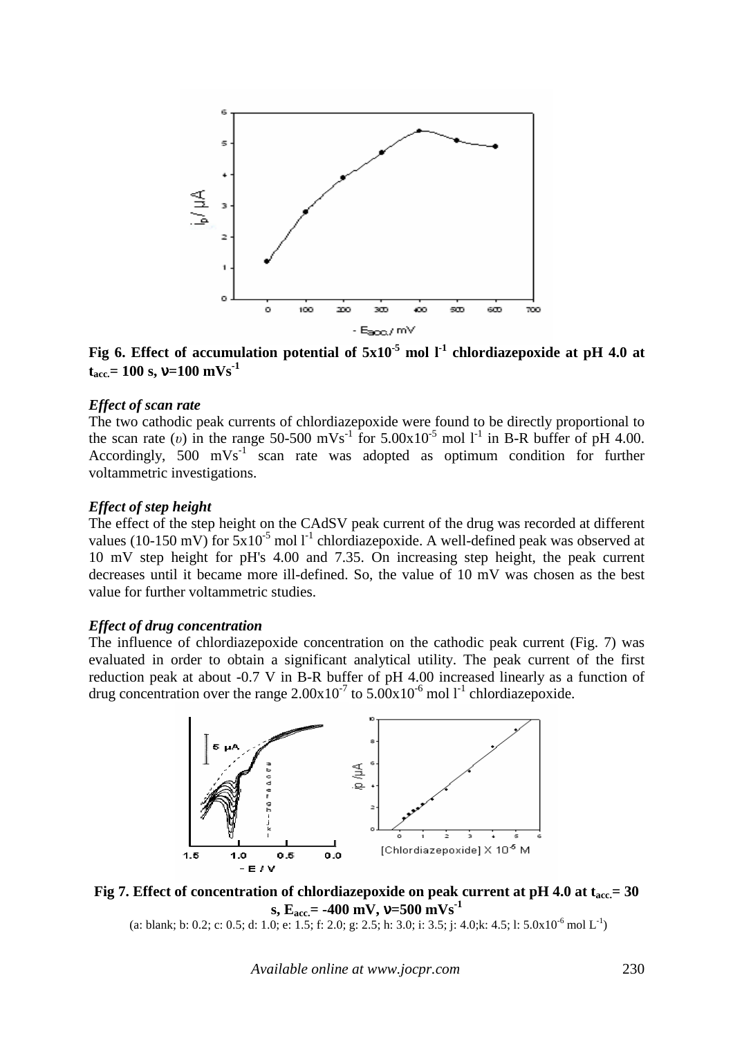**Fig 6. Effect of accumulation potential of $5x10^{-5}$ mol $l^{-1}$ chlordiazepoxide at pH 4.0 at $t_{acc.}$= 100 s, ν=100 $mVs^{-1}$**

***Effect of scan rate***

The two cathodic peak currents of chlordiazepoxide were found to be directly proportional to the scan rate (*υ*) in the range 50-500 $mVs^{-1}$ for $5.00x10^{-5}$ mol $l^{-1}$ in B-R buffer of pH 4.00. Accordingly, 500 $mVs^{-1}$ scan rate was adopted as optimum condition for further voltammetric investigations.

***Effect of step height***

The effect of the step height on the CAdSV peak current of the drug was recorded at different values (10-150 mV) for $5x10^{-5}$ mol $l^{-1}$ chlordiazepoxide. A well-defined peak was observed at 10 mV step height for pH's 4.00 and 7.35. On increasing step height, the peak current decreases until it became more ill-defined. So, the value of 10 mV was chosen as the best value for further voltammetric studies.

***Effect of drug concentration***

The influence of chlordiazepoxide concentration on the cathodic peak current (Fig. 7) was evaluated in order to obtain a significant analytical utility. The peak current of the first reduction peak at about -0.7 V in B-R buffer of pH 4.00 increased linearly as a function of drug concentration over the range $2.00x10^{-7}$ to $5.00x10^{-6}$ mol $l^{-1}$ chlordiazepoxide.

**Fig 7. Effect of concentration of chlordiazepoxide on peak current at pH 4.0 at $t_{acc.}$= 30 s, $E_{acc.}$= -400 mV, ν=500 $mVs^{-1}$**

(a: blank; b: 0.2; c: 0.5; d: 1.0; e: 1.5; f: 2.0; g: 2.5; h: 3.0; i: 3.5; j: 4.0;k: 4.5; l: $5.0x10^{-6}$ mol $L^{-1}$)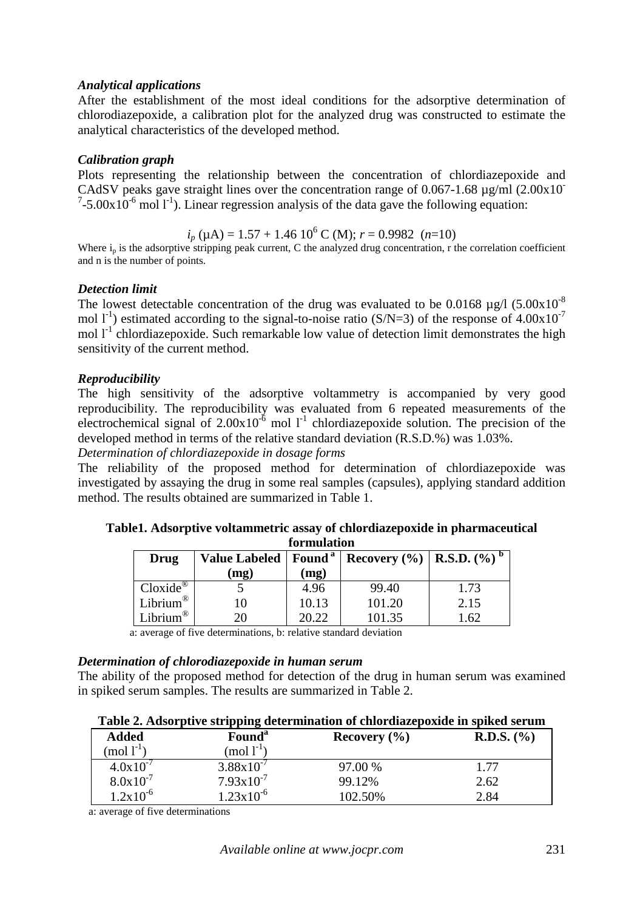***Analytical applications***

After the establishment of the most ideal conditions for the adsorptive determination of chlorodiazepoxide, a calibration plot for the analyzed drug was constructed to estimate the analytical characteristics of the developed method.

***Calibration graph***

Plots representing the relationship between the concentration of chlordiazepoxide and CAdSV peaks gave straight lines over the concentration range of 0.067-1.68 µg/ml ($2.00 \times 10^{-7}$-$5.00 \times 10^{-6}$ mol $l^{-1}$). Linear regression analysis of the data gave the following equation:

$$i_p\ (\mu A) = 1.57 + 1.46\ 10^{6}\ C\ (M);\ r = 0.9982\ \ (n=10)$$

Where $i_p$ is the adsorptive stripping peak current, C the analyzed drug concentration, r the correlation coefficient and n is the number of points.

***Detection limit***

The lowest detectable concentration of the drug was evaluated to be 0.0168 µg/l ($5.00 \times 10^{-8}$ mol $l^{-1}$) estimated according to the signal-to-noise ratio (S/N=3) of the response of $4.00 \times 10^{-7}$ mol $l^{-1}$ chlordiazepoxide. Such remarkable low value of detection limit demonstrates the high sensitivity of the current method.

***Reproducibility***

The high sensitivity of the adsorptive voltammetry is accompanied by very good reproducibility. The reproducibility was evaluated from 6 repeated measurements of the electrochemical signal of $2.00 \times 10^{-6}$ mol $l^{-1}$ chlordiazepoxide solution. The precision of the developed method in terms of the relative standard deviation (R.S.D.%) was 1.03%.

*Determination of chlordiazepoxide in dosage forms*

The reliability of the proposed method for determination of chlordiazepoxide was investigated by assaying the drug in some real samples (capsules), applying standard addition method. The results obtained are summarized in Table 1.

**Table1. Adsorptive voltammetric assay of chlordiazepoxide in pharmaceutical formulation**

| Drug | Value Labeled (mg) | Found [a] (mg) | Recovery (%) | R.S.D. (%) [b] |
|---|---|---|---|---|
| Cloxide® | 5 | 4.96 | 99.40 | 1.73 |
| Librium® | 10 | 10.13 | 101.20 | 2.15 |
| Librium® | 20 | 20.22 | 101.35 | 1.62 |

a: average of five determinations, b: relative standard deviation

***Determination of chlorodiazepoxide in human serum***

The ability of the proposed method for detection of the drug in human serum was examined in spiked serum samples. The results are summarized in Table 2.

**Table 2. Adsorptive stripping determination of chlordiazepoxide in spiked serum**

| Added (mol $l^{-1}$) | Found[a] (mol $l^{-1}$) | Recovery (%) | R.D.S. (%) |
|---|---|---|---|
| $4.0 \times 10^{-7}$ | $3.88 \times 10^{-7}$ | 97.00 % | 1.77 |
| $8.0 \times 10^{-7}$ | $7.93 \times 10^{-7}$ | 99.12% | 2.62 |
| $1.2 \times 10^{-6}$ | $1.23 \times 10^{-6}$ | 102.50% | 2.84 |

a: average of five determinations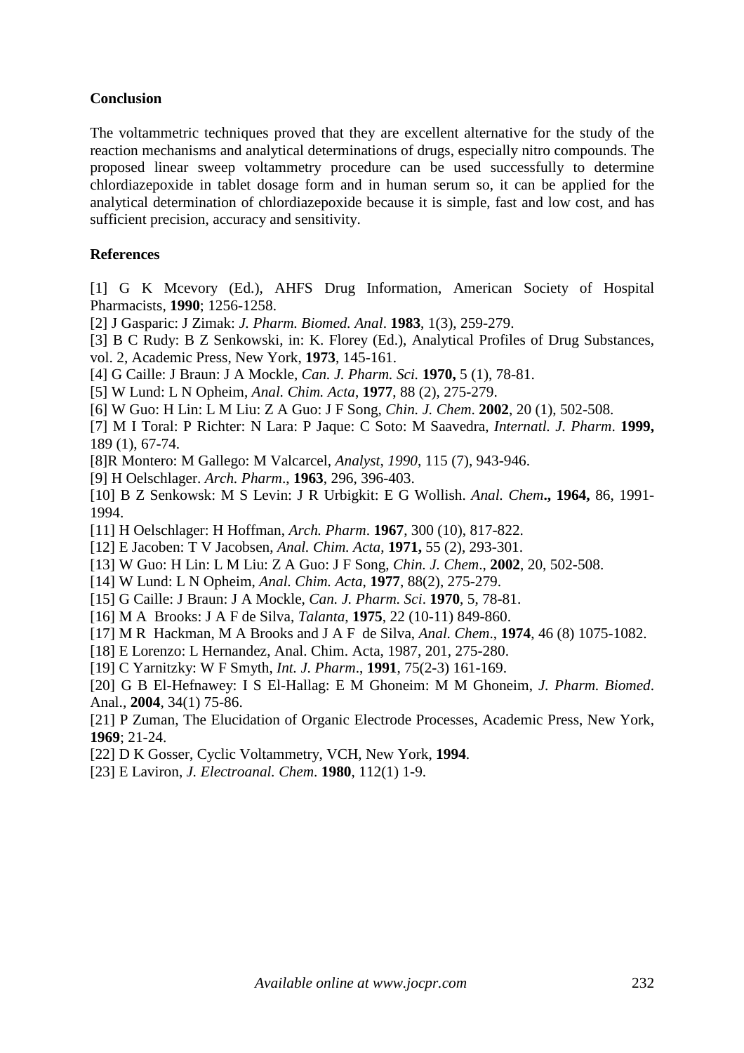## Conclusion

The voltammetric techniques proved that they are excellent alternative for the study of the reaction mechanisms and analytical determinations of drugs, especially nitro compounds. The proposed linear sweep voltammetry procedure can be used successfully to determine chlordiazepoxide in tablet dosage form and in human serum so, it can be applied for the analytical determination of chlordiazepoxide because it is simple, fast and low cost, and has sufficient precision, accuracy and sensitivity.

## References

[1] G K Mcevory (Ed.), AHFS Drug Information, American Society of Hospital Pharmacists, **1990**; 1256-1258.

[2] J Gasparic: J Zimak: *J. Pharm. Biomed. Anal*. **1983**, 1(3), 259-279.

[3] B C Rudy: B Z Senkowski, in: K. Florey (Ed.), Analytical Profiles of Drug Substances, vol. 2, Academic Press, New York, **1973**, 145-161.

[4] G Caille: J Braun: J A Mockle, *Can. J. Pharm. Sci.* **1970,** 5 (1), 78-81.

[5] W Lund: L N Opheim, *Anal. Chim. Acta*, **1977**, 88 (2), 275-279.

[6] W Guo: H Lin: L M Liu: Z A Guo: J F Song, *Chin. J. Chem*. **2002**, 20 (1), 502-508.

[7] M I Toral: P Richter: N Lara: P Jaque: C Soto: M Saavedra, *Internatl. J. Pharm*. **1999,** 189 (1), 67-74.

[8]R Montero: M Gallego: M Valcarcel, *Analyst*, *1990*, 115 (7), 943-946.

[9] H Oelschlager. *Arch. Pharm*., **1963**, 296, 396-403.

[10] B Z Senkowsk: M S Levin: J R Urbigkit: E G Wollish. *Anal. Chem*.**, 1964,** 86, 1991-1994.

[11] H Oelschlager: H Hoffman, *Arch. Pharm*. **1967**, 300 (10), 817-822.

[12] E Jacoben: T V Jacobsen, *Anal. Chim. Acta*, **1971,** 55 (2), 293-301.

[13] W Guo: H Lin: L M Liu: Z A Guo: J F Song, *Chin. J. Chem*., **2002**, 20, 502-508.

[14] W Lund: L N Opheim, *Anal. Chim. Acta*, **1977**, 88(2), 275-279.

[15] G Caille: J Braun: J A Mockle, *Can. J. Pharm. Sci*. **1970**, 5, 78-81.

[16] M A Brooks: J A F de Silva, *Talanta*, **1975**, 22 (10-11) 849-860.

[17] M R Hackman, M A Brooks and J A F de Silva, *Anal. Chem*., **1974**, 46 (8) 1075-1082.

[18] E Lorenzo: L Hernandez, Anal. Chim. Acta, 1987, 201, 275-280.

[19] C Yarnitzky: W F Smyth, *Int. J. Pharm*., **1991**, 75(2-3) 161-169.

[20] G B El-Hefnawey: I S El-Hallag: E M Ghoneim: M M Ghoneim, *J. Pharm. Biomed*. Anal., **2004**, 34(1) 75-86.

[21] P Zuman, The Elucidation of Organic Electrode Processes, Academic Press, New York, **1969**; 21-24.

[22] D K Gosser, Cyclic Voltammetry, VCH, New York, **1994**.

[23] E Laviron, *J. Electroanal. Chem*. **1980**, 112(1) 1-9.